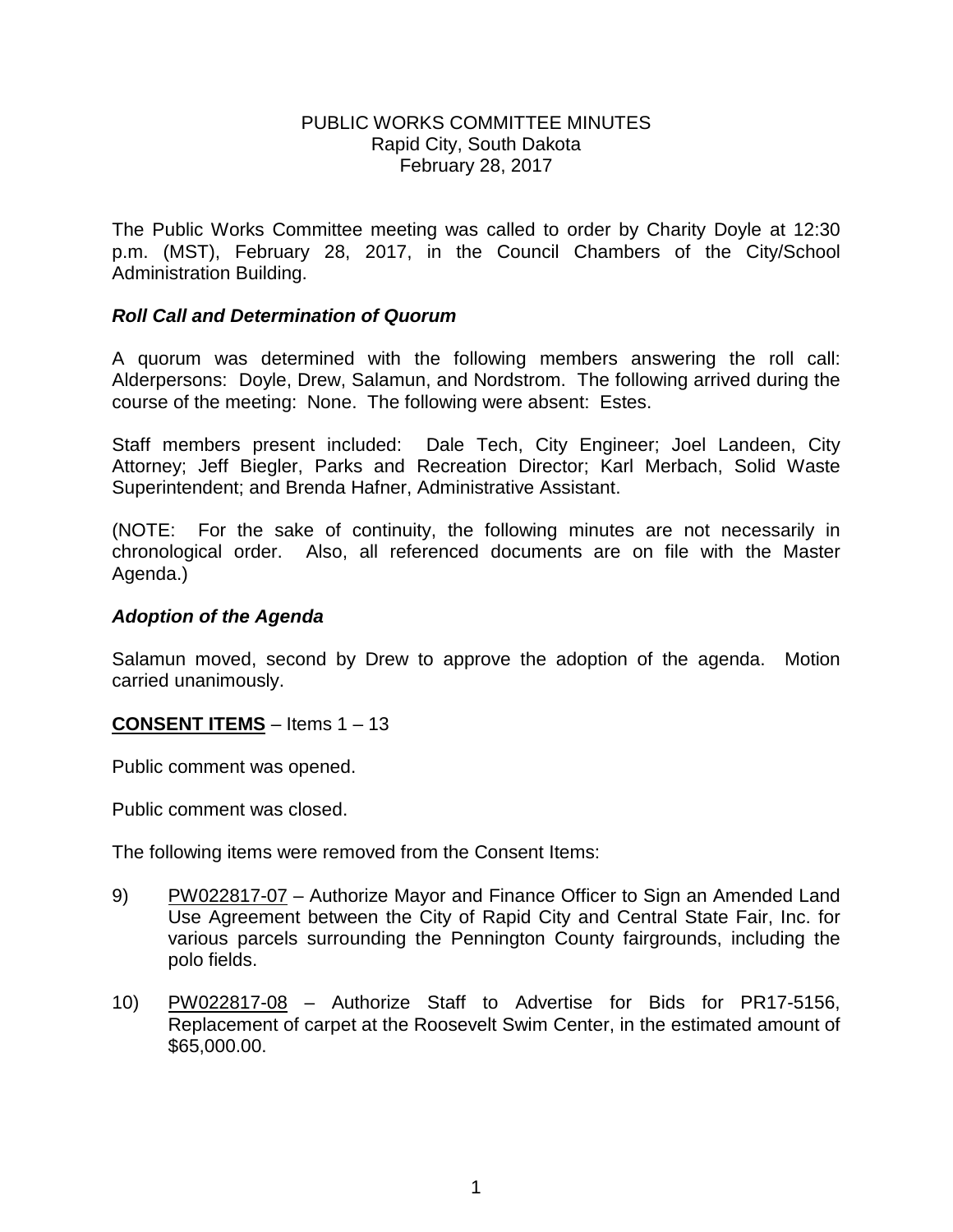# PUBLIC WORKS COMMITTEE MINUTES
Rapid City, South Dakota
February 28, 2017

The Public Works Committee meeting was called to order by Charity Doyle at 12:30 p.m. (MST), February 28, 2017, in the Council Chambers of the City/School Administration Building.

***Roll Call and Determination of Quorum***

A quorum was determined with the following members answering the roll call: Alderpersons: Doyle, Drew, Salamun, and Nordstrom. The following arrived during the course of the meeting: None. The following were absent: Estes.

Staff members present included: Dale Tech, City Engineer; Joel Landeen, City Attorney; Jeff Biegler, Parks and Recreation Director; Karl Merbach, Solid Waste Superintendent; and Brenda Hafner, Administrative Assistant.

(NOTE: For the sake of continuity, the following minutes are not necessarily in chronological order. Also, all referenced documents are on file with the Master Agenda.)

***Adoption of the Agenda***

Salamun moved, second by Drew to approve the adoption of the agenda. Motion carried unanimously.

**CONSENT ITEMS** – Items 1 – 13

Public comment was opened.

Public comment was closed.

The following items were removed from the Consent Items:

9) PW022817-07 – Authorize Mayor and Finance Officer to Sign an Amended Land Use Agreement between the City of Rapid City and Central State Fair, Inc. for various parcels surrounding the Pennington County fairgrounds, including the polo fields.

10) PW022817-08 – Authorize Staff to Advertise for Bids for PR17-5156, Replacement of carpet at the Roosevelt Swim Center, in the estimated amount of $65,000.00.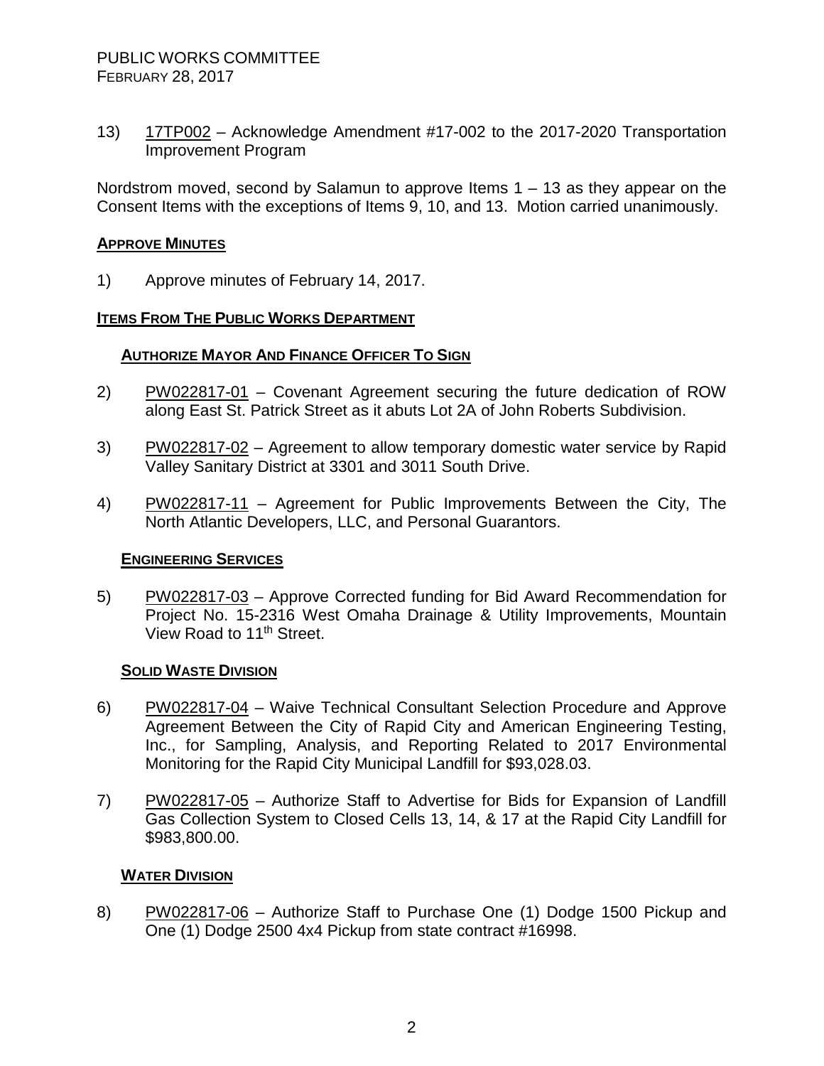PUBLIC WORKS COMMITTEE
FEBRUARY 28, 2017

13) 17TP002 – Acknowledge Amendment #17-002 to the 2017-2020 Transportation Improvement Program

Nordstrom moved, second by Salamun to approve Items 1 – 13 as they appear on the Consent Items with the exceptions of Items 9, 10, and 13. Motion carried unanimously.

**APPROVE MINUTES**

1) Approve minutes of February 14, 2017.

**ITEMS FROM THE PUBLIC WORKS DEPARTMENT**

**AUTHORIZE MAYOR AND FINANCE OFFICER TO SIGN**

2) PW022817-01 – Covenant Agreement securing the future dedication of ROW along East St. Patrick Street as it abuts Lot 2A of John Roberts Subdivision.

3) PW022817-02 – Agreement to allow temporary domestic water service by Rapid Valley Sanitary District at 3301 and 3011 South Drive.

4) PW022817-11 – Agreement for Public Improvements Between the City, The North Atlantic Developers, LLC, and Personal Guarantors.

**ENGINEERING SERVICES**

5) PW022817-03 – Approve Corrected funding for Bid Award Recommendation for Project No. 15-2316 West Omaha Drainage & Utility Improvements, Mountain View Road to 11th Street.

**SOLID WASTE DIVISION**

6) PW022817-04 – Waive Technical Consultant Selection Procedure and Approve Agreement Between the City of Rapid City and American Engineering Testing, Inc., for Sampling, Analysis, and Reporting Related to 2017 Environmental Monitoring for the Rapid City Municipal Landfill for $93,028.03.

7) PW022817-05 – Authorize Staff to Advertise for Bids for Expansion of Landfill Gas Collection System to Closed Cells 13, 14, & 17 at the Rapid City Landfill for $983,800.00.

**WATER DIVISION**

8) PW022817-06 – Authorize Staff to Purchase One (1) Dodge 1500 Pickup and One (1) Dodge 2500 4x4 Pickup from state contract #16998.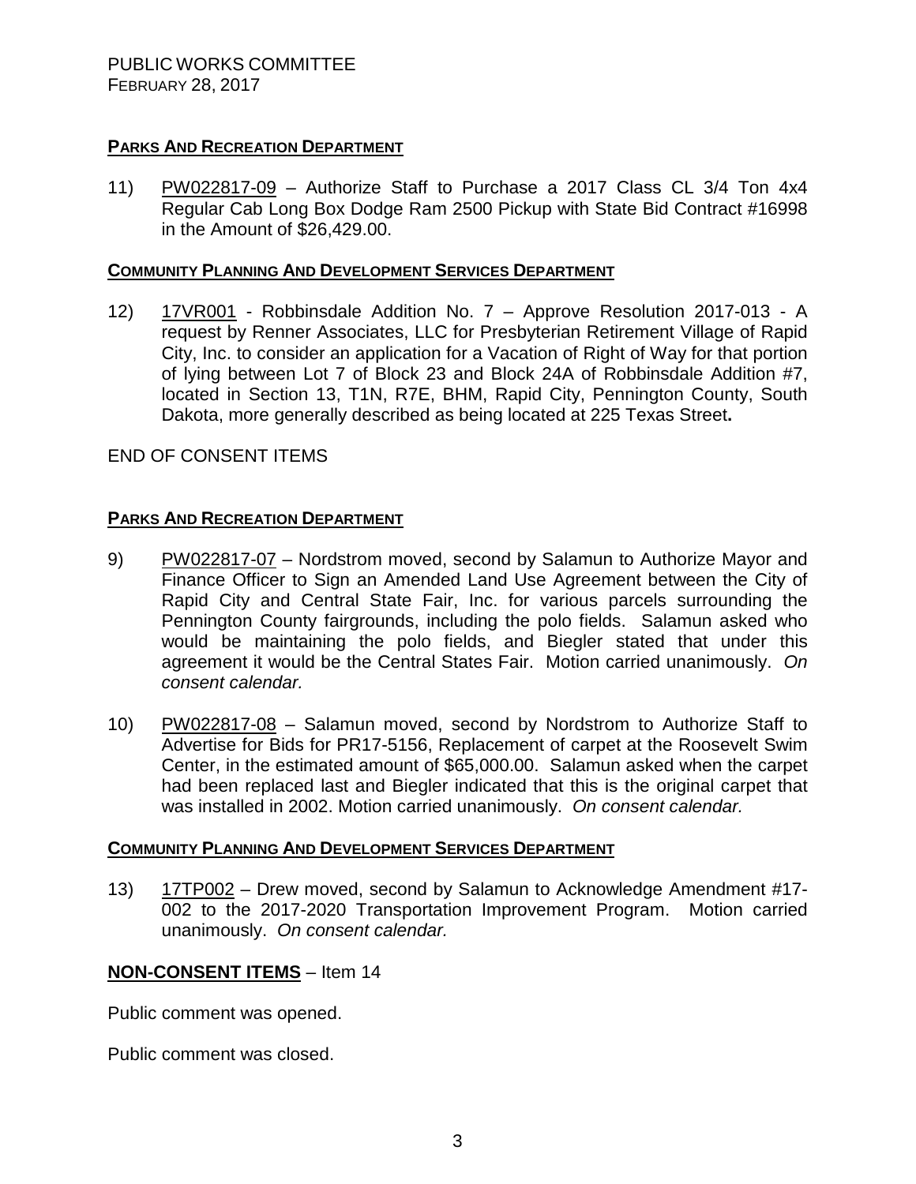## **PARKS AND RECREATION DEPARTMENT**

11) PW022817-09 – Authorize Staff to Purchase a 2017 Class CL 3/4 Ton 4x4 Regular Cab Long Box Dodge Ram 2500 Pickup with State Bid Contract #16998 in the Amount of $26,429.00.

## **COMMUNITY PLANNING AND DEVELOPMENT SERVICES DEPARTMENT**

12) 17VR001 - Robbinsdale Addition No. 7 – Approve Resolution 2017-013 - A request by Renner Associates, LLC for Presbyterian Retirement Village of Rapid City, Inc. to consider an application for a Vacation of Right of Way for that portion of lying between Lot 7 of Block 23 and Block 24A of Robbinsdale Addition #7, located in Section 13, T1N, R7E, BHM, Rapid City, Pennington County, South Dakota, more generally described as being located at 225 Texas Street**.**

END OF CONSENT ITEMS

## **PARKS AND RECREATION DEPARTMENT**

9) PW022817-07 – Nordstrom moved, second by Salamun to Authorize Mayor and Finance Officer to Sign an Amended Land Use Agreement between the City of Rapid City and Central State Fair, Inc. for various parcels surrounding the Pennington County fairgrounds, including the polo fields. Salamun asked who would be maintaining the polo fields, and Biegler stated that under this agreement it would be the Central States Fair. Motion carried unanimously. *On consent calendar.*

10) PW022817-08 – Salamun moved, second by Nordstrom to Authorize Staff to Advertise for Bids for PR17-5156, Replacement of carpet at the Roosevelt Swim Center, in the estimated amount of $65,000.00. Salamun asked when the carpet had been replaced last and Biegler indicated that this is the original carpet that was installed in 2002. Motion carried unanimously. *On consent calendar.*

## **COMMUNITY PLANNING AND DEVELOPMENT SERVICES DEPARTMENT**

13) 17TP002 – Drew moved, second by Salamun to Acknowledge Amendment #17-002 to the 2017-2020 Transportation Improvement Program. Motion carried unanimously. *On consent calendar.*

## **NON-CONSENT ITEMS** – Item 14

Public comment was opened.

Public comment was closed.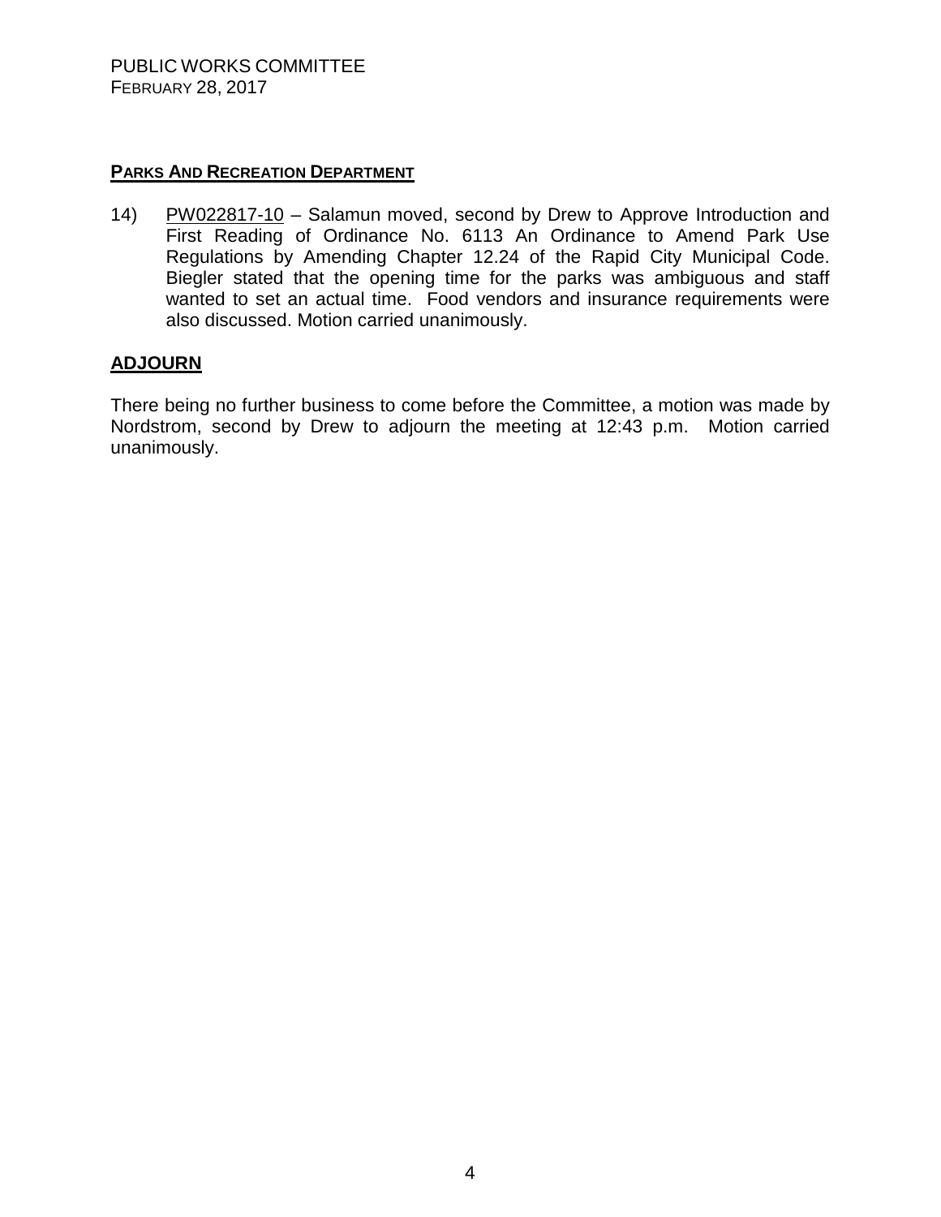**PARKS AND RECREATION DEPARTMENT**

14) PW022817-10 – Salamun moved, second by Drew to Approve Introduction and First Reading of Ordinance No. 6113 An Ordinance to Amend Park Use Regulations by Amending Chapter 12.24 of the Rapid City Municipal Code. Biegler stated that the opening time for the parks was ambiguous and staff wanted to set an actual time. Food vendors and insurance requirements were also discussed. Motion carried unanimously.

## ADJOURN

There being no further business to come before the Committee, a motion was made by Nordstrom, second by Drew to adjourn the meeting at 12:43 p.m. Motion carried unanimously.